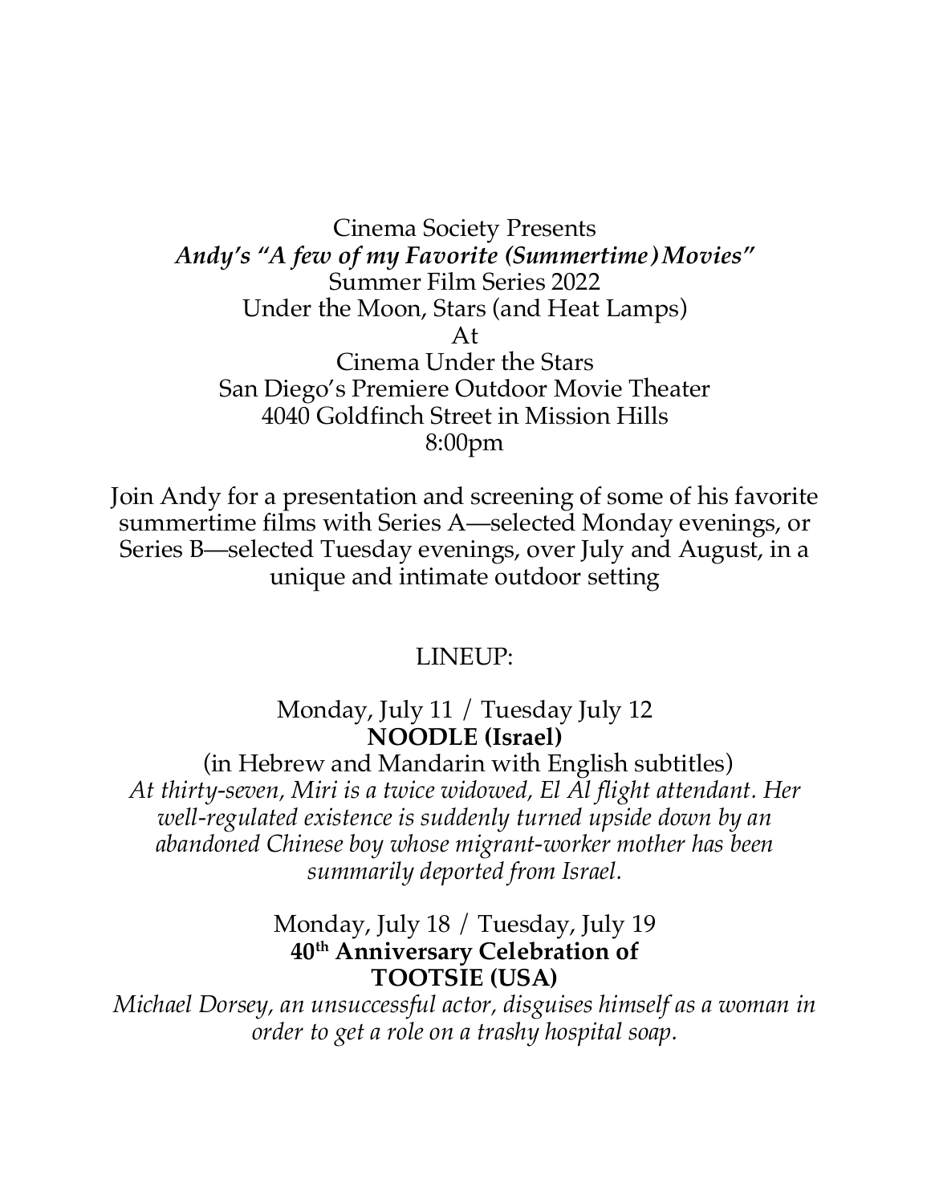Cinema Society Presents

***Andy's "A few of my Favorite (Summertime) Movies"***

Summer Film Series 2022

Under the Moon, Stars (and Heat Lamps)

At

Cinema Under the Stars

San Diego's Premiere Outdoor Movie Theater

4040 Goldfinch Street in Mission Hills

8:00pm

Join Andy for a presentation and screening of some of his favorite summertime films with Series A—selected Monday evenings, or Series B—selected Tuesday evenings, over July and August, in a unique and intimate outdoor setting

LINEUP:

Monday, July 11 / Tuesday July 12

**NOODLE (Israel)**

(in Hebrew and Mandarin with English subtitles)

*At thirty-seven, Miri is a twice widowed, El Al flight attendant. Her well-regulated existence is suddenly turned upside down by an abandoned Chinese boy whose migrant-worker mother has been summarily deported from Israel.*

Monday, July 18 / Tuesday, July 19

**40th Anniversary Celebration of**

**TOOTSIE (USA)**

*Michael Dorsey, an unsuccessful actor, disguises himself as a woman in order to get a role on a trashy hospital soap.*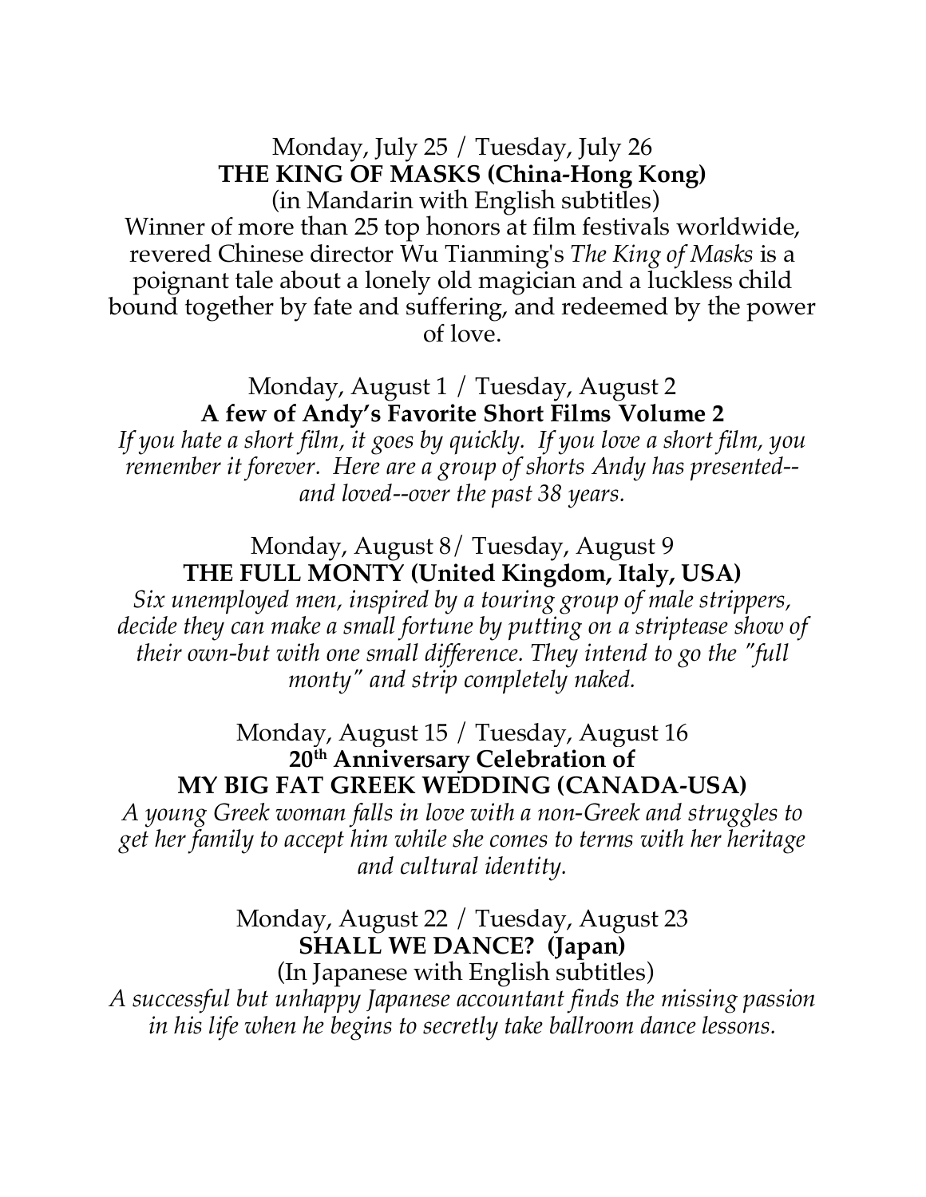Monday, July 25 / Tuesday, July 26

**THE KING OF MASKS (China-Hong Kong)**

(in Mandarin with English subtitles)

Winner of more than 25 top honors at film festivals worldwide, revered Chinese director Wu Tianming's *The King of Masks* is a poignant tale about a lonely old magician and a luckless child bound together by fate and suffering, and redeemed by the power of love.

Monday, August 1 / Tuesday, August 2

**A few of Andy's Favorite Short Films Volume 2**

*If you hate a short film, it goes by quickly. If you love a short film, you remember it forever. Here are a group of shorts Andy has presented--and loved--over the past 38 years.*

Monday, August 8/ Tuesday, August 9

**THE FULL MONTY (United Kingdom, Italy, USA)**

*Six unemployed men, inspired by a touring group of male strippers, decide they can make a small fortune by putting on a striptease show of their own-but with one small difference. They intend to go the "full monty" and strip completely naked.*

Monday, August 15 / Tuesday, August 16

**20th Anniversary Celebration of**
**MY BIG FAT GREEK WEDDING (CANADA-USA)**

*A young Greek woman falls in love with a non-Greek and struggles to get her family to accept him while she comes to terms with her heritage and cultural identity.*

Monday, August 22 / Tuesday, August 23

**SHALL WE DANCE? (Japan)**

(In Japanese with English subtitles)

*A successful but unhappy Japanese accountant finds the missing passion in his life when he begins to secretly take ballroom dance lessons.*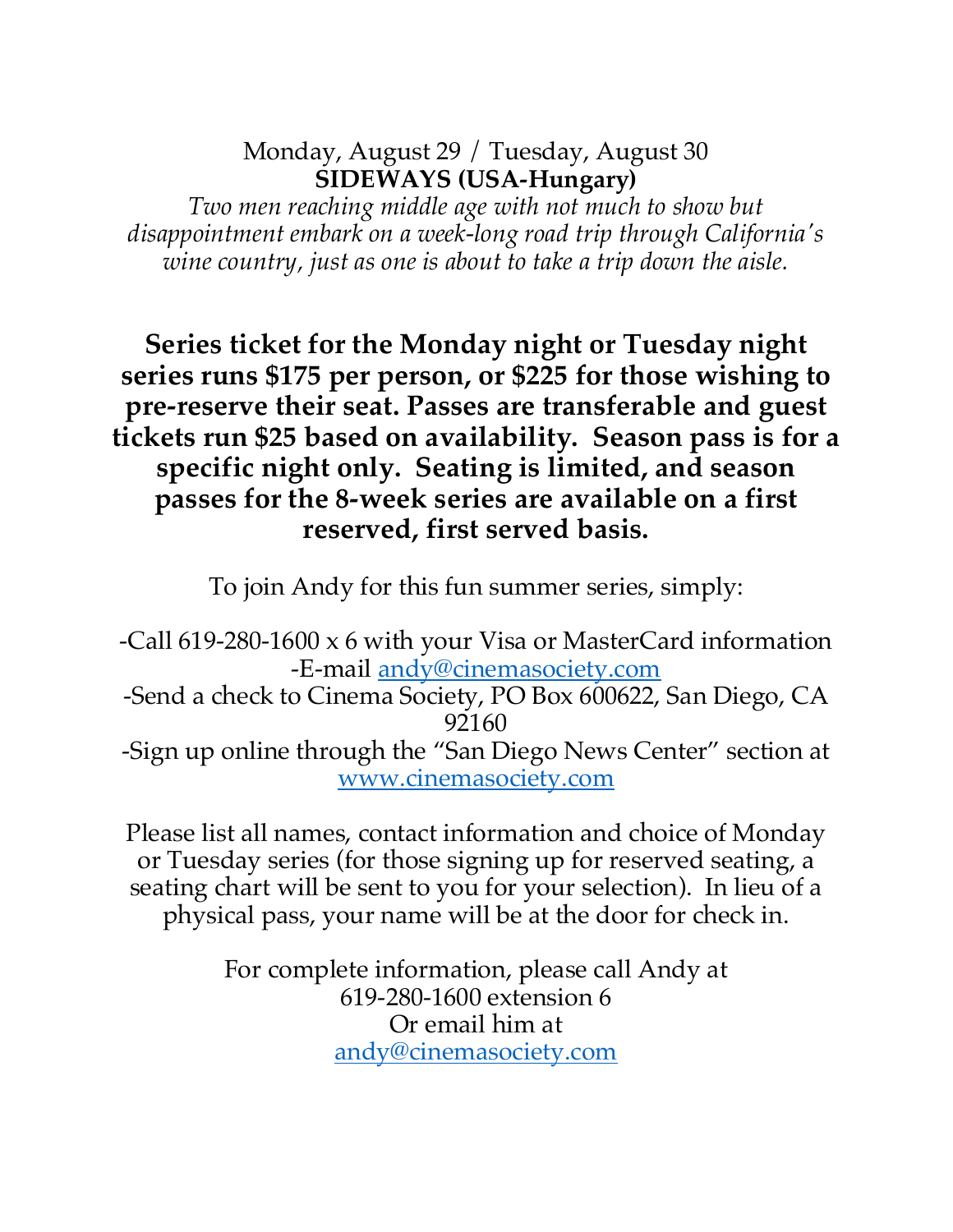Monday, August 29 / Tuesday, August 30

**SIDEWAYS (USA-Hungary)**

*Two men reaching middle age with not much to show but disappointment embark on a week-long road trip through California's wine country, just as one is about to take a trip down the aisle.*

**Series ticket for the Monday night or Tuesday night series runs $175 per person, or $225 for those wishing to pre-reserve their seat. Passes are transferable and guest tickets run $25 based on availability. Season pass is for a specific night only. Seating is limited, and season passes for the 8-week series are available on a first reserved, first served basis.**

To join Andy for this fun summer series, simply:

-Call 619-280-1600 x 6 with your Visa or MasterCard information

-E-mail andy@cinemasociety.com

-Send a check to Cinema Society, PO Box 600622, San Diego, CA 92160

-Sign up online through the "San Diego News Center" section at www.cinemasociety.com

Please list all names, contact information and choice of Monday or Tuesday series (for those signing up for reserved seating, a seating chart will be sent to you for your selection). In lieu of a physical pass, your name will be at the door for check in.

For complete information, please call Andy at 619-280-1600 extension 6
Or email him at
andy@cinemasociety.com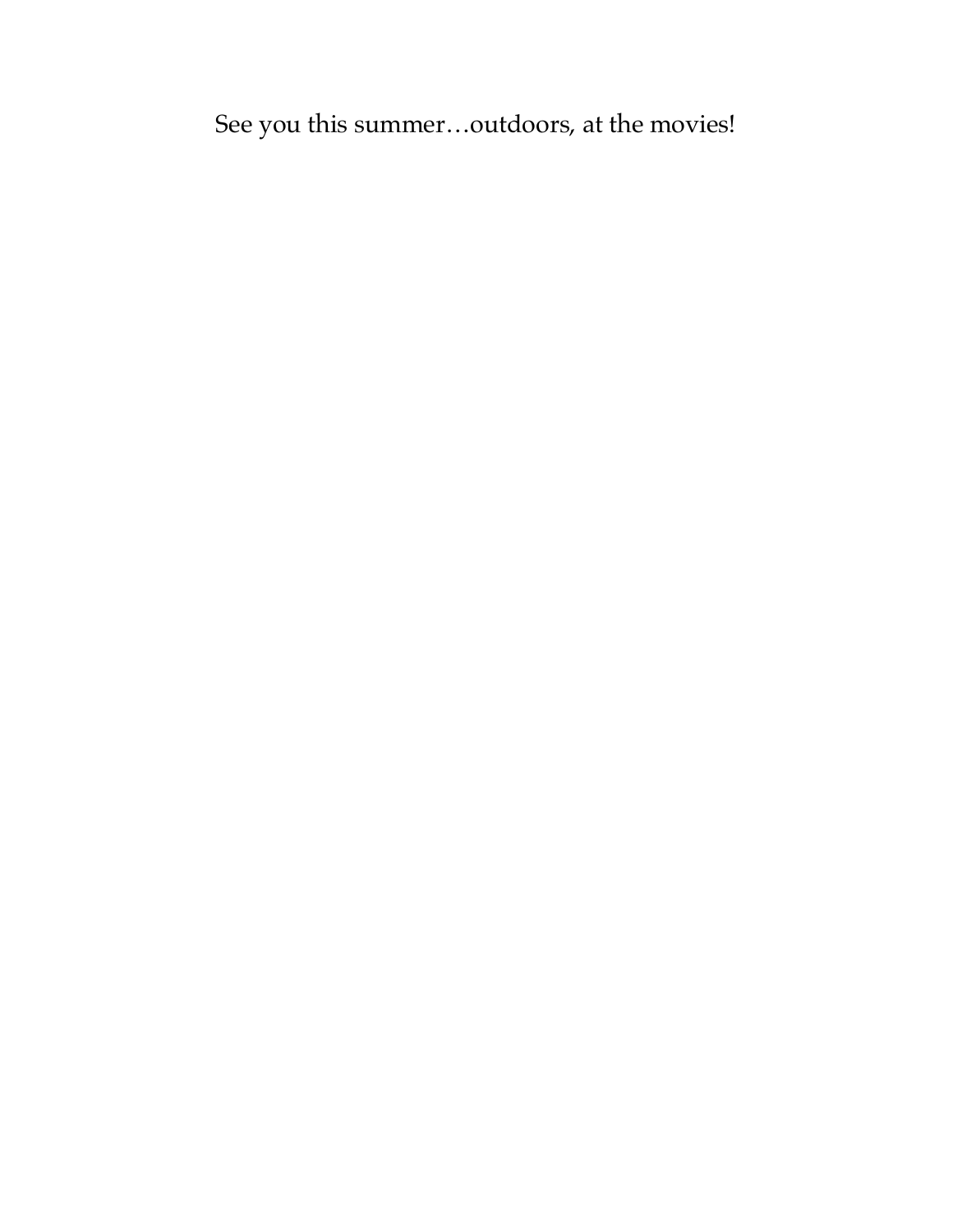See you this summer…outdoors, at the movies!